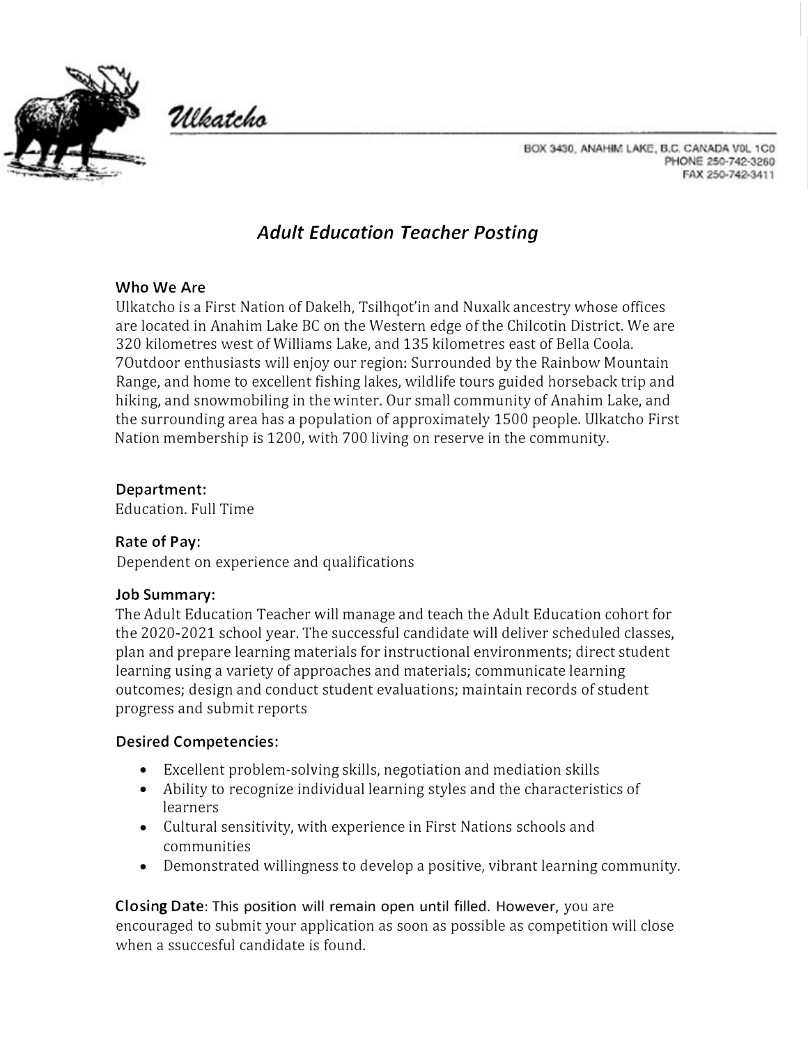Ulkatcho

BOX 3430, ANAHIM LAKE, B.C. CANADA V0L 1C0
PHONE 250-742-3260
FAX 250-742-3411

# *Adult Education Teacher Posting*

### Who We Are

Ulkatcho is a First Nation of Dakelh, Tsilhqot'in and Nuxalk ancestry whose offices are located in Anahim Lake BC on the Western edge of the Chilcotin District. We are 320 kilometres west of Williams Lake, and 135 kilometres east of Bella Coola. 7Outdoor enthusiasts will enjoy our region: Surrounded by the Rainbow Mountain Range, and home to excellent fishing lakes, wildlife tours guided horseback trip and hiking, and snowmobiling in the winter. Our small community of Anahim Lake, and the surrounding area has a population of approximately 1500 people. Ulkatcho First Nation membership is 1200, with 700 living on reserve in the community.

### Department:

Education. Full Time

### Rate of Pay:

Dependent on experience and qualifications

### Job Summary:

The Adult Education Teacher will manage and teach the Adult Education cohort for the 2020-2021 school year. The successful candidate will deliver scheduled classes, plan and prepare learning materials for instructional environments; direct student learning using a variety of approaches and materials; communicate learning outcomes; design and conduct student evaluations; maintain records of student progress and submit reports

### Desired Competencies:

- Excellent problem-solving skills, negotiation and mediation skills
- Ability to recognize individual learning styles and the characteristics of learners
- Cultural sensitivity, with experience in First Nations schools and communities
- Demonstrated willingness to develop a positive, vibrant learning community.

**Closing Date**: This position will remain open until filled. However, you are encouraged to submit your application as soon as possible as competition will close when a ssuccesful candidate is found.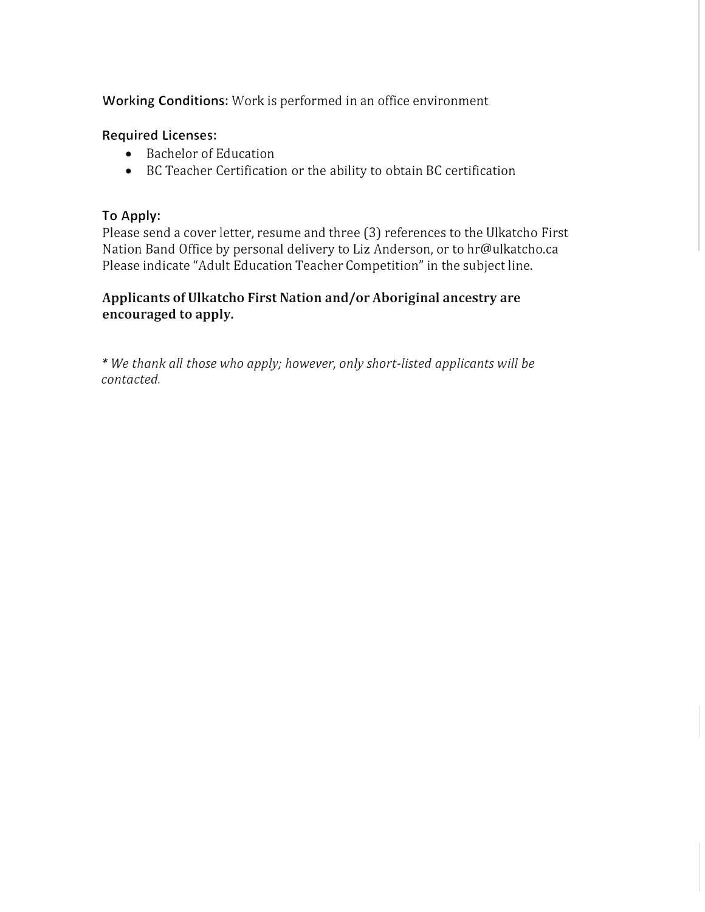**Working Conditions:** Work is performed in an office environment

**Required Licenses:**

- Bachelor of Education
- BC Teacher Certification or the ability to obtain BC certification

**To Apply:**

Please send a cover letter, resume and three (3) references to the Ulkatcho First Nation Band Office by personal delivery to Liz Anderson, or to hr@ulkatcho.ca Please indicate "Adult Education Teacher Competition" in the subject line.

**Applicants of Ulkatcho First Nation and/or Aboriginal ancestry are encouraged to apply.**

*\* We thank all those who apply; however, only short-listed applicants will be contacted.*